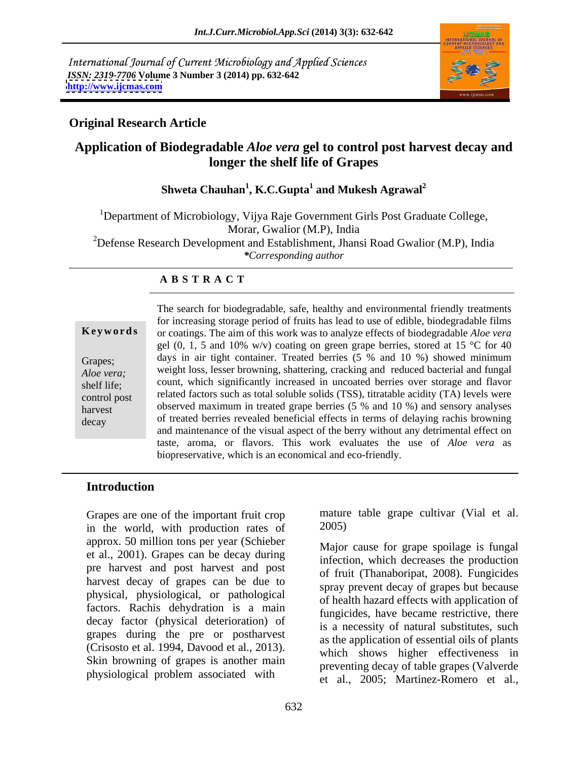International Journal of Current Microbiology and Applied Sciences
*ISSN: 2319-7706* **Volume 3 Number 3 (2014) pp. 632-642**
**http://www.ijcmas.com**

**Original Research Article**

# Application of Biodegradable *Aloe vera* gel to control post harvest decay and longer the shelf life of Grapes

**Shweta Chauhan[1], K.C.Gupta[1] and Mukesh Agrawal[2]**

[1]Department of Microbiology, Vijya Raje Government Girls Post Graduate College, Morar, Gwalior (M.P), India

[2]Defense Research Development and Establishment, Jhansi Road Gwalior (M.P), India

*\*Corresponding author*

**A B S T R A C T**

**Keywords**

Grapes; *Aloe vera;* shelf life; control post harvest decay

The search for biodegradable, safe, healthy and environmental friendly treatments for increasing storage period of fruits has lead to use of edible, biodegradable films or coatings. The aim of this work was to analyze effects of biodegradable *Aloe vera* gel (0, 1, 5 and 10% w/v) coating on green grape berries, stored at 15 °C for 40 days in air tight container. Treated berries (5 % and 10 %) showed minimum weight loss, lesser browning, shattering, cracking and reduced bacterial and fungal count, which significantly increased in uncoated berries over storage and flavor related factors such as total soluble solids (TSS), titratable acidity (TA) levels were observed maximum in treated grape berries (5 % and 10 %) and sensory analyses of treated berries revealed beneficial effects in terms of delaying rachis browning and maintenance of the visual aspect of the berry without any detrimental effect on taste, aroma, or flavors. This work evaluates the use of *Aloe vera* as biopreservative, which is an economical and eco-friendly.

## Introduction

Grapes are one of the important fruit crop in the world, with production rates of approx. 50 million tons per year (Schieber et al., 2001). Grapes can be decay during pre harvest and post harvest and post harvest decay of grapes can be due to physical, physiological, or pathological factors. Rachis dehydration is a main decay factor (physical deterioration) of grapes during the pre or postharvest (Crisosto et al. 1994, Davood et al., 2013). Skin browning of grapes is another main physiological problem associated with mature table grape cultivar (Vial et al. 2005)

Major cause for grape spoilage is fungal infection, which decreases the production of fruit (Thanaboripat, 2008). Fungicides spray prevent decay of grapes but because of health hazard effects with application of fungicides, have became restrictive, there is a necessity of natural substitutes, such as the application of essential oils of plants which shows higher effectiveness in preventing decay of table grapes (Valverde et al., 2005; Martinez-Romero et al.,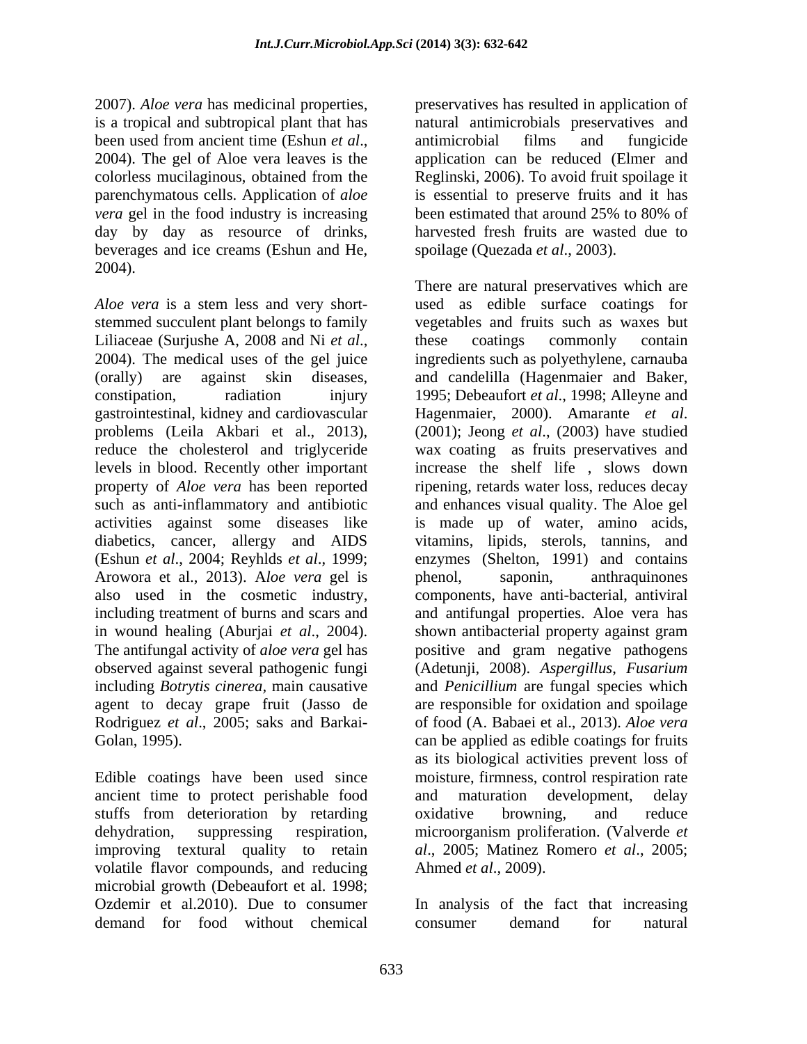2007). *Aloe vera* has medicinal properties, is a tropical and subtropical plant that has been used from ancient time (Eshun *et al*., 2004). The gel of Aloe vera leaves is the colorless mucilaginous, obtained from the parenchymatous cells. Application of *aloe vera* gel in the food industry is increasing day by day as resource of drinks, beverages and ice creams (Eshun and He, 2004).

*Aloe vera* is a stem less and very short-stemmed succulent plant belongs to family Liliaceae (Surjushe A, 2008 and Ni *et al*., 2004). The medical uses of the gel juice (orally) are against skin diseases, constipation, radiation injury gastrointestinal, kidney and cardiovascular problems (Leila Akbari et al., 2013), reduce the cholesterol and triglyceride levels in blood. Recently other important property of *Aloe vera* has been reported such as anti-inflammatory and antibiotic activities against some diseases like diabetics, cancer, allergy and AIDS (Eshun *et al*., 2004; Reyhlds *et al*., 1999; Arowora et al., 2013). A*loe vera* gel is also used in the cosmetic industry, including treatment of burns and scars and in wound healing (Aburjai *et al*., 2004). The antifungal activity of *aloe vera* gel has observed against several pathogenic fungi including *Botrytis cinerea*, main causative agent to decay grape fruit (Jasso de Rodriguez *et al*., 2005; saks and Barkai-Golan, 1995).

Edible coatings have been used since ancient time to protect perishable food stuffs from deterioration by retarding dehydration, suppressing respiration, improving textural quality to retain volatile flavor compounds, and reducing microbial growth (Debeaufort et al. 1998; Ozdemir et al.2010). Due to consumer demand for food without chemical preservatives has resulted in application of natural antimicrobials preservatives and antimicrobial films and fungicide application can be reduced (Elmer and Reglinski, 2006). To avoid fruit spoilage it is essential to preserve fruits and it has been estimated that around 25% to 80% of harvested fresh fruits are wasted due to spoilage (Quezada *et al*., 2003).

There are natural preservatives which are used as edible surface coatings for vegetables and fruits such as waxes but these coatings commonly contain ingredients such as polyethylene, carnauba and candelilla (Hagenmaier and Baker, 1995; Debeaufort *et al*., 1998; Alleyne and Hagenmaier, 2000). Amarante *et al*. (2001); Jeong *et al*., (2003) have studied wax coating as fruits preservatives and increase the shelf life , slows down ripening, retards water loss, reduces decay and enhances visual quality. The Aloe gel is made up of water, amino acids, vitamins, lipids, sterols, tannins, and enzymes (Shelton, 1991) and contains phenol, saponin, anthraquinones components, have anti-bacterial, antiviral and antifungal properties. Aloe vera has shown antibacterial property against gram positive and gram negative pathogens (Adetunji, 2008). *Aspergillus*, *Fusarium* and *Penicillium* are fungal species which are responsible for oxidation and spoilage of food (A. Babaei et al., 2013). *Aloe vera* can be applied as edible coatings for fruits as its biological activities prevent loss of moisture, firmness, control respiration rate and maturation development, delay oxidative browning, and reduce microorganism proliferation. (Valverde *et al*., 2005; Matinez Romero *et al*., 2005; Ahmed *et al*., 2009).

In analysis of the fact that increasing consumer demand for natural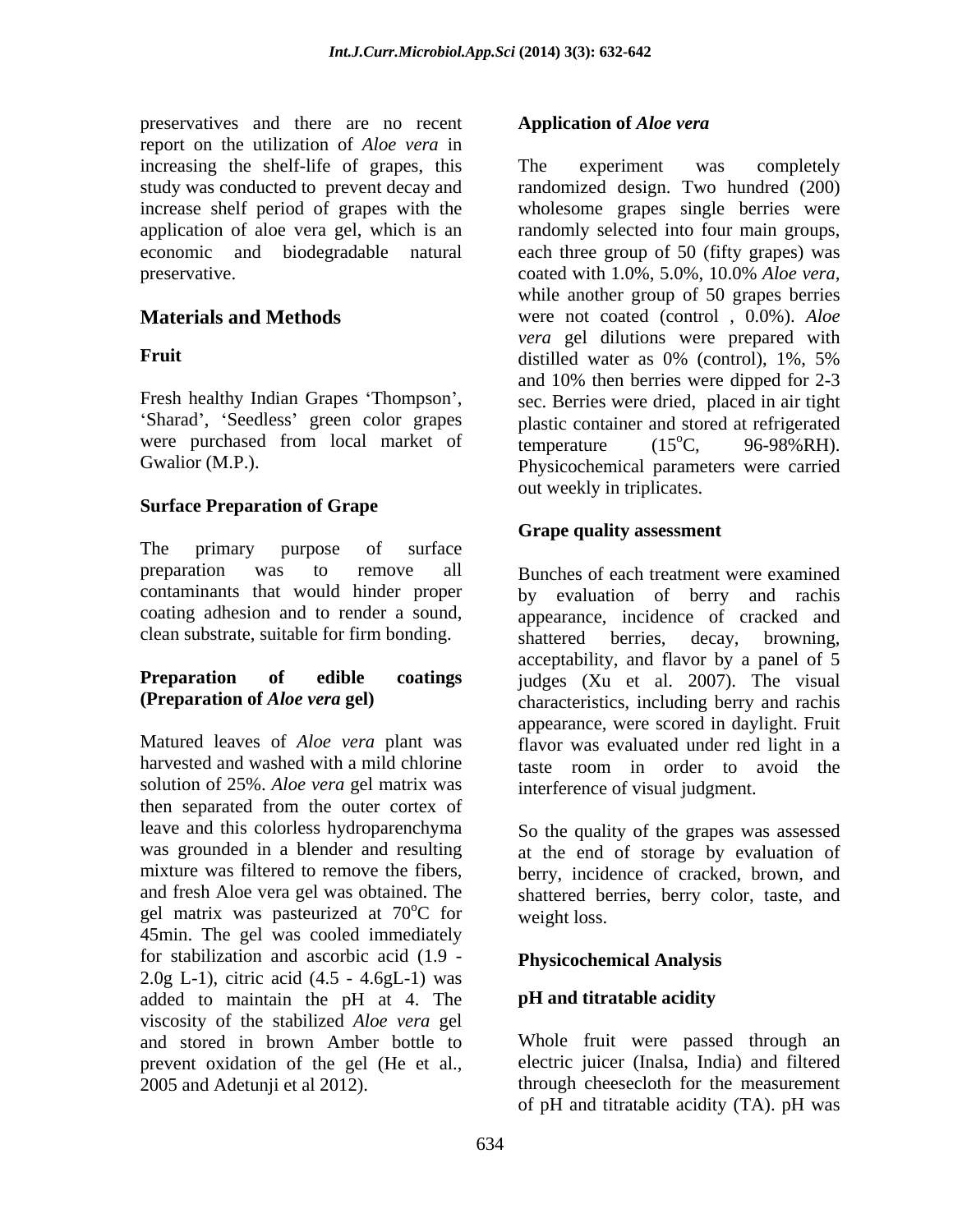preservatives and there are no recent report on the utilization of *Aloe vera* in increasing the shelf-life of grapes, this study was conducted to prevent decay and increase shelf period of grapes with the application of aloe vera gel, which is an economic and biodegradable natural preservative.

## Materials and Methods

### Fruit

Fresh healthy Indian Grapes 'Thompson', 'Sharad', 'Seedless' green color grapes were purchased from local market of Gwalior (M.P.).

### Surface Preparation of Grape

The primary purpose of surface preparation was to remove all contaminants that would hinder proper coating adhesion and to render a sound, clean substrate, suitable for firm bonding.

### Preparation of edible coatings (Preparation of *Aloe vera* gel)

Matured leaves of *Aloe vera* plant was harvested and washed with a mild chlorine solution of 25%. *Aloe vera* gel matrix was then separated from the outer cortex of leave and this colorless hydroparenchyma was grounded in a blender and resulting mixture was filtered to remove the fibers, and fresh Aloe vera gel was obtained. The gel matrix was pasteurized at 70$^{o}$C for 45min. The gel was cooled immediately for stabilization and ascorbic acid (1.9 - 2.0g L-1), citric acid (4.5 - 4.6gL-1) was added to maintain the pH at 4. The viscosity of the stabilized *Aloe vera* gel and stored in brown Amber bottle to prevent oxidation of the gel (He et al., 2005 and Adetunji et al 2012).

### Application of *Aloe vera*

The experiment was completely randomized design. Two hundred (200) wholesome grapes single berries were randomly selected into four main groups, each three group of 50 (fifty grapes) was coated with 1.0%, 5.0%, 10.0% *Aloe vera*, while another group of 50 grapes berries were not coated (control , 0.0%). *Aloe vera* gel dilutions were prepared with distilled water as 0% (control), 1%, 5% and 10% then berries were dipped for 2-3 sec. Berries were dried, placed in air tight plastic container and stored at refrigerated temperature (15$^{o}$C, 96-98%RH). Physicochemical parameters were carried out weekly in triplicates.

### Grape quality assessment

Bunches of each treatment were examined by evaluation of berry and rachis appearance, incidence of cracked and shattered berries, decay, browning, acceptability, and flavor by a panel of 5 judges (Xu et al. 2007). The visual characteristics, including berry and rachis appearance, were scored in daylight. Fruit flavor was evaluated under red light in a taste room in order to avoid the interference of visual judgment.

So the quality of the grapes was assessed at the end of storage by evaluation of berry, incidence of cracked, brown, and shattered berries, berry color, taste, and weight loss.

### Physicochemical Analysis

#### pH and titratable acidity

Whole fruit were passed through an electric juicer (Inalsa, India) and filtered through cheesecloth for the measurement of pH and titratable acidity (TA). pH was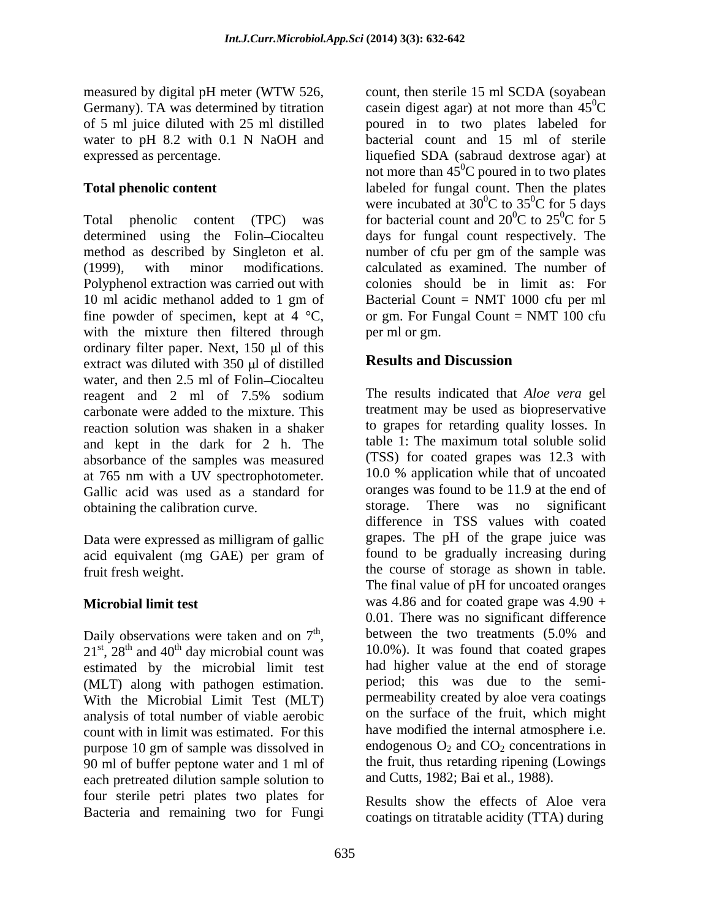measured by digital pH meter (WTW 526, Germany). TA was determined by titration of 5 ml juice diluted with 25 ml distilled water to pH 8.2 with 0.1 N NaOH and expressed as percentage.

### Total phenolic content

Total phenolic content (TPC) was determined using the Folin–Ciocalteu method as described by Singleton et al. (1999), with minor modifications. Polyphenol extraction was carried out with 10 ml acidic methanol added to 1 gm of fine powder of specimen, kept at 4 °C, with the mixture then filtered through ordinary filter paper. Next, 150 μl of this extract was diluted with 350 μl of distilled water, and then 2.5 ml of Folin–Ciocalteu reagent and 2 ml of 7.5% sodium carbonate were added to the mixture. This reaction solution was shaken in a shaker and kept in the dark for 2 h. The absorbance of the samples was measured at 765 nm with a UV spectrophotometer. Gallic acid was used as a standard for obtaining the calibration curve.

Data were expressed as milligram of gallic acid equivalent (mg GAE) per gram of fruit fresh weight.

### Microbial limit test

Daily observations were taken and on $7^{th}$, $21^{st}$, $28^{th}$ and $40^{th}$ day microbial count was estimated by the microbial limit test (MLT) along with pathogen estimation. With the Microbial Limit Test (MLT) analysis of total number of viable aerobic count with in limit was estimated. For this purpose 10 gm of sample was dissolved in 90 ml of buffer peptone water and 1 ml of each pretreated dilution sample solution to four sterile petri plates two plates for Bacteria and remaining two for Fungi count, then sterile 15 ml SCDA (soyabean casein digest agar) at not more than $45^0$C poured in to two plates labeled for bacterial count and 15 ml of sterile liquefied SDA (sabraud dextrose agar) at not more than $45^0$C poured in to two plates labeled for fungal count. Then the plates were incubated at $30^0$C to $35^0$C for 5 days for bacterial count and $20^0$C to $25^0$C for 5 days for fungal count respectively. The number of cfu per gm of the sample was calculated as examined. The number of colonies should be in limit as: For Bacterial Count = NMT 1000 cfu per ml or gm. For Fungal Count = NMT 100 cfu per ml or gm.

## Results and Discussion

The results indicated that *Aloe vera* gel treatment may be used as biopreservative to grapes for retarding quality losses. In table 1: The maximum total soluble solid (TSS) for coated grapes was 12.3 with 10.0 % application while that of uncoated oranges was found to be 11.9 at the end of storage. There was no significant difference in TSS values with coated grapes. The pH of the grape juice was found to be gradually increasing during the course of storage as shown in table. The final value of pH for uncoated oranges was 4.86 and for coated grape was 4.90 + 0.01. There was no significant difference between the two treatments (5.0% and 10.0%). It was found that coated grapes had higher value at the end of storage period; this was due to the semi-permeability created by aloe vera coatings on the surface of the fruit, which might have modified the internal atmosphere i.e. endogenous $O_2$ and $CO_2$ concentrations in the fruit, thus retarding ripening (Lowings and Cutts, 1982; Bai et al., 1988).

Results show the effects of Aloe vera coatings on titratable acidity (TTA) during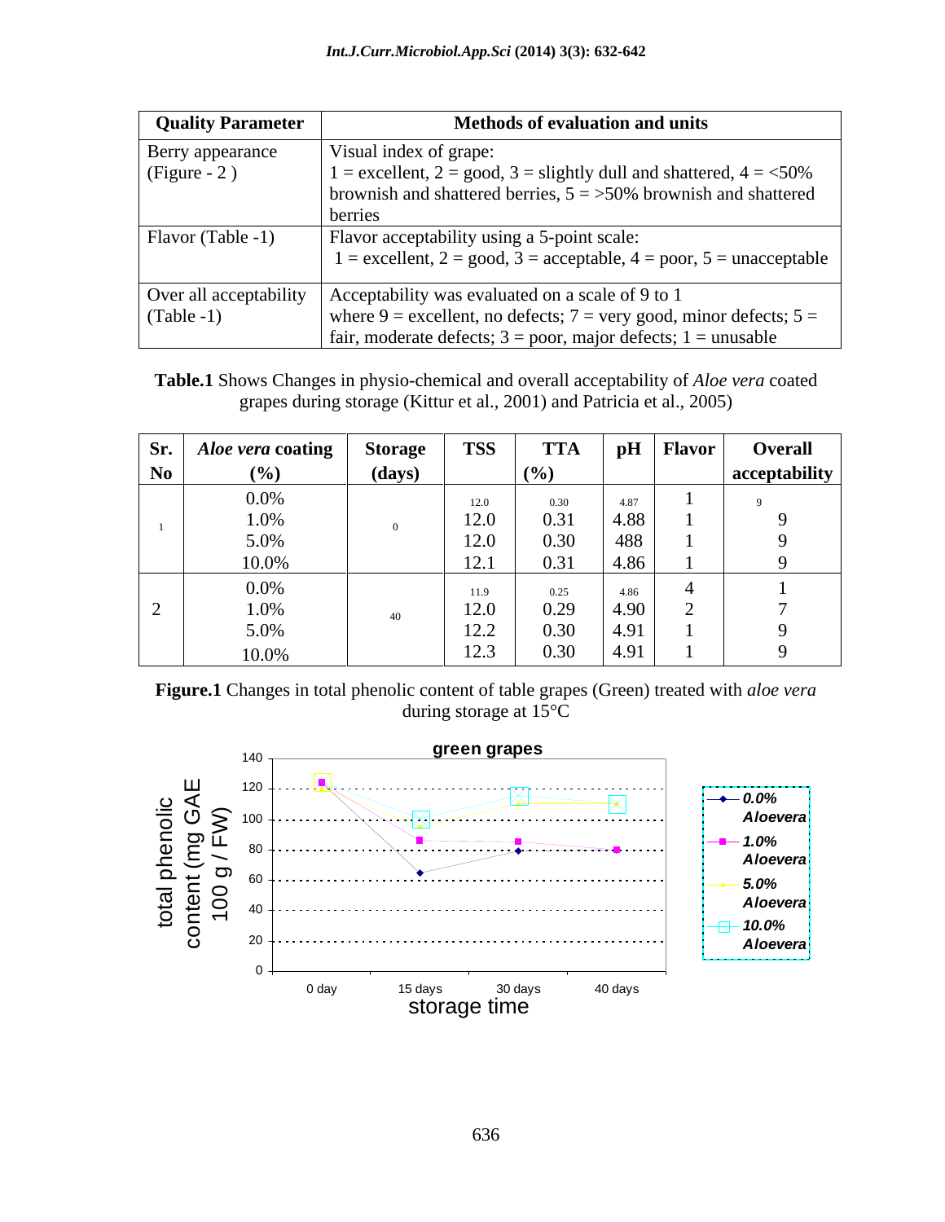| Quality Parameter | Methods of evaluation and units |
|---|---|
| Berry appearance (Figure - 2 ) | Visual index of grape: 1 = excellent, 2 = good, 3 = slightly dull and shattered, 4 = <50% brownish and shattered berries, 5 = >50% brownish and shattered berries |
| Flavor (Table -1) | Flavor acceptability using a 5-point scale: 1 = excellent, 2 = good, 3 = acceptable, 4 = poor, 5 = unacceptable |
| Over all acceptability (Table -1) | Acceptability was evaluated on a scale of 9 to 1 where 9 = excellent, no defects; 7 = very good, minor defects; 5 = fair, moderate defects; 3 = poor, major defects; 1 = unusable |

**Table.1** Shows Changes in physio-chemical and overall acceptability of *Aloe vera* coated grapes during storage (Kittur et al., 2001) and Patricia et al., 2005)

| Sr. No | *Aloe vera* coating (%) | Storage (days) | TSS | TTA (%) | pH | Flavor | Overall acceptability |
|---|---|---|---|---|---|---|---|
| 1 | 0.0% | 0 | 12.0 | 0.30 | 4.87 | 1 | 9 |
| | 1.0% | | 12.0 | 0.31 | 4.88 | 1 | 9 |
| | 5.0% | | 12.0 | 0.30 | 488 | 1 | 9 |
| | 10.0% | | 12.1 | 0.31 | 4.86 | 1 | 9 |
| 2 | 0.0% | 40 | 11.9 | 0.25 | 4.86 | 4 | 1 |
| | 1.0% | | 12.0 | 0.29 | 4.90 | 2 | 7 |
| | 5.0% | | 12.2 | 0.30 | 4.91 | 1 | 9 |
| | 10.0% | | 12.3 | 0.30 | 4.91 | 1 | 9 |

**Figure.1** Changes in total phenolic content of table grapes (Green) treated with *aloe vera* during storage at 15°C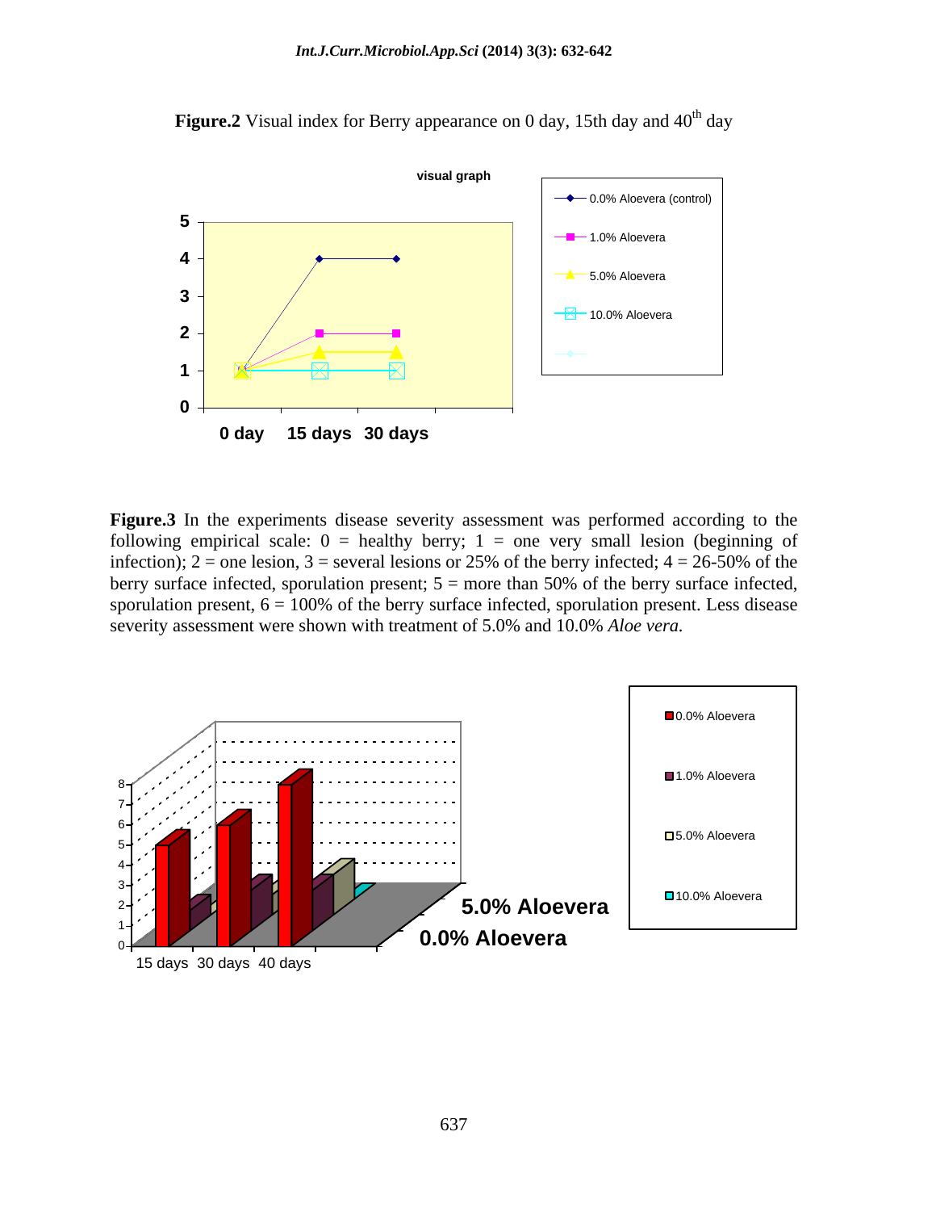**Figure.2** Visual index for Berry appearance on 0 day, 15th day and 40th day

**Figure.3** In the experiments disease severity assessment was performed according to the following empirical scale: 0 = healthy berry; 1 = one very small lesion (beginning of infection); 2 = one lesion, 3 = several lesions or 25% of the berry infected; 4 = 26-50% of the berry surface infected, sporulation present; 5 = more than 50% of the berry surface infected, sporulation present, 6 = 100% of the berry surface infected, sporulation present. Less disease severity assessment were shown with treatment of 5.0% and 10.0% *Aloe vera.*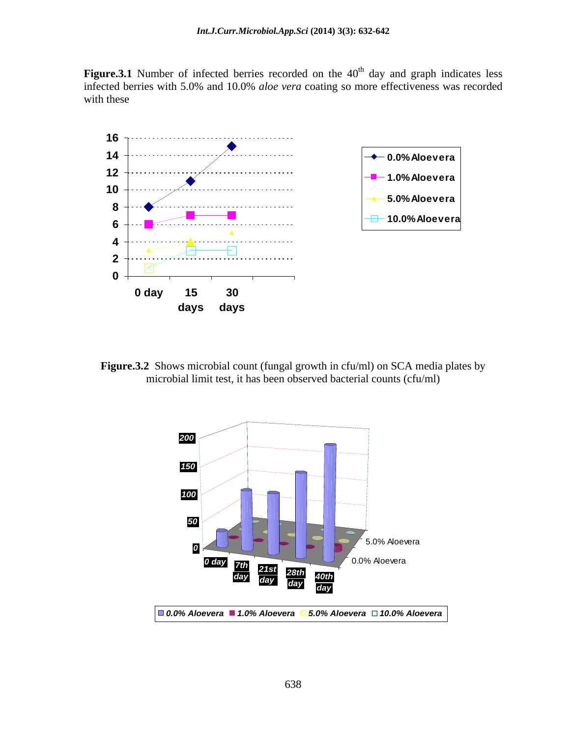**Figure.3.1** Number of infected berries recorded on the $40^{th}$ day and graph indicates less infected berries with 5.0% and 10.0% *aloe vera* coating so more effectiveness was recorded with these

**Figure.3.2** Shows microbial count (fungal growth in cfu/ml) on SCA media plates by microbial limit test, it has been observed bacterial counts (cfu/ml)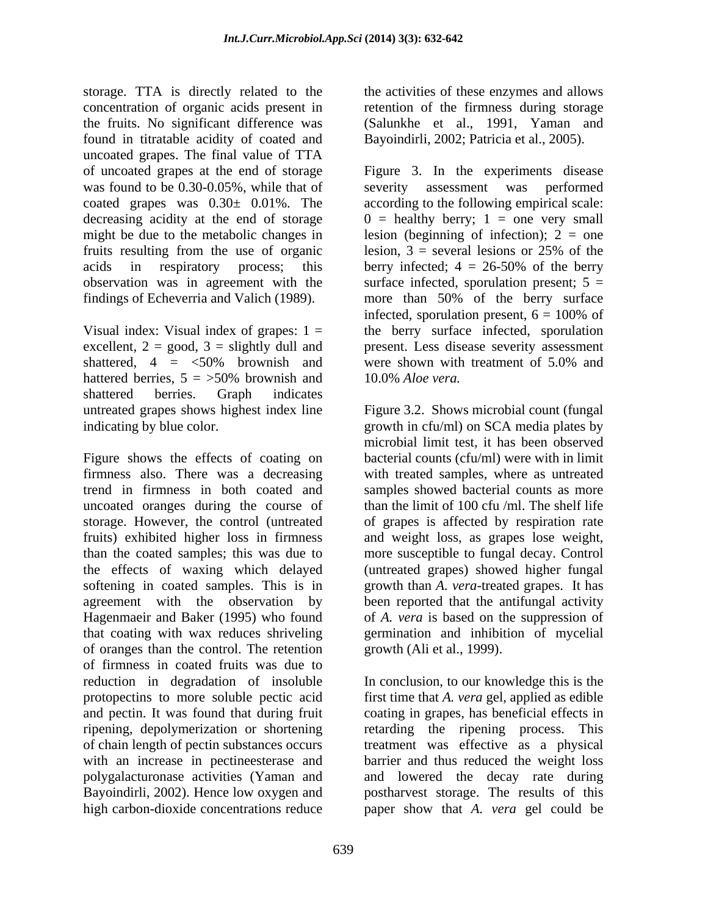storage. TTA is directly related to the concentration of organic acids present in the fruits. No significant difference was found in titratable acidity of coated and uncoated grapes. The final value of TTA of uncoated grapes at the end of storage was found to be 0.30-0.05%, while that of coated grapes was 0.30± 0.01%. The decreasing acidity at the end of storage might be due to the metabolic changes in fruits resulting from the use of organic acids in respiratory process; this observation was in agreement with the findings of Echeverria and Valich (1989).

Visual index: Visual index of grapes: 1 = excellent, 2 = good, 3 = slightly dull and shattered, 4 = <50% brownish and hattered berries, 5 = >50% brownish and shattered berries. Graph indicates untreated grapes shows highest index line indicating by blue color.

Figure shows the effects of coating on firmness also. There was a decreasing trend in firmness in both coated and uncoated oranges during the course of storage. However, the control (untreated fruits) exhibited higher loss in firmness than the coated samples; this was due to the effects of waxing which delayed softening in coated samples. This is in agreement with the observation by Hagenmaeir and Baker (1995) who found that coating with wax reduces shriveling of oranges than the control. The retention of firmness in coated fruits was due to reduction in degradation of insoluble protopectins to more soluble pectic acid and pectin. It was found that during fruit ripening, depolymerization or shortening of chain length of pectin substances occurs with an increase in pectineesterase and polygalacturonase activities (Yaman and Bayoindirli, 2002). Hence low oxygen and high carbon-dioxide concentrations reduce the activities of these enzymes and allows retention of the firmness during storage (Salunkhe et al., 1991, Yaman and Bayoindirli, 2002; Patricia et al., 2005).

Figure 3. In the experiments disease severity assessment was performed according to the following empirical scale: 0 = healthy berry; 1 = one very small lesion (beginning of infection); 2 = one lesion, 3 = several lesions or 25% of the berry infected; 4 = 26-50% of the berry surface infected, sporulation present; 5 = more than 50% of the berry surface infected, sporulation present, 6 = 100% of the berry surface infected, sporulation present. Less disease severity assessment were shown with treatment of 5.0% and 10.0% *Aloe vera.*

Figure 3.2. Shows microbial count (fungal growth in cfu/ml) on SCA media plates by microbial limit test, it has been observed bacterial counts (cfu/ml) were with in limit with treated samples, where as untreated samples showed bacterial counts as more than the limit of 100 cfu /ml. The shelf life of grapes is affected by respiration rate and weight loss, as grapes lose weight, more susceptible to fungal decay. Control (untreated grapes) showed higher fungal growth than *A. vera*-treated grapes. It has been reported that the antifungal activity of *A. vera* is based on the suppression of germination and inhibition of mycelial growth (Ali et al., 1999).

In conclusion, to our knowledge this is the first time that *A. vera* gel, applied as edible coating in grapes, has beneficial effects in retarding the ripening process. This treatment was effective as a physical barrier and thus reduced the weight loss and lowered the decay rate during postharvest storage. The results of this paper show that *A. vera* gel could be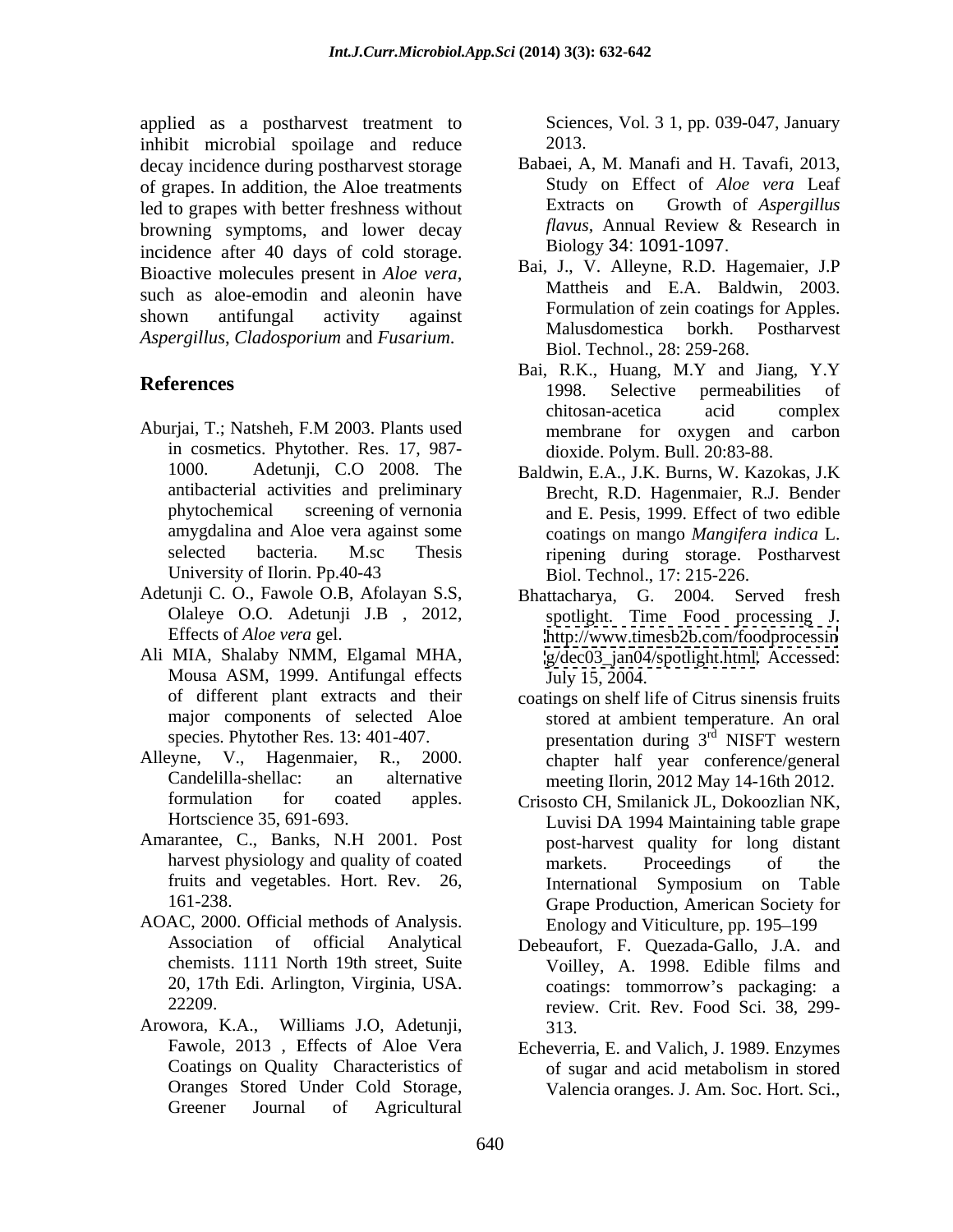applied as a postharvest treatment to inhibit microbial spoilage and reduce decay incidence during postharvest storage of grapes. In addition, the Aloe treatments led to grapes with better freshness without browning symptoms, and lower decay incidence after 40 days of cold storage. Bioactive molecules present in *Aloe vera*, such as aloe-emodin and aleonin have shown antifungal activity against *Aspergillus*, *Cladosporium* and *Fusarium*.

## References

Aburjai, T.; Natsheh, F.M 2003. Plants used in cosmetics. Phytother. Res. 17, 987-1000. Adetunji, C.O 2008. The antibacterial activities and preliminary phytochemical screening of vernonia amygdalina and Aloe vera against some selected bacteria. M.sc Thesis University of Ilorin. Pp.40-43

Adetunji C. O., Fawole O.B, Afolayan S.S, Olaleye O.O. Adetunji J.B , 2012, Effects of *Aloe vera* gel.

Ali MIA, Shalaby NMM, Elgamal MHA, Mousa ASM, 1999. Antifungal effects of different plant extracts and their major components of selected Aloe species. Phytother Res. 13: 401-407.

Alleyne, V., Hagenmaier, R., 2000. Candelilla-shellac: an alternative formulation for coated apples. Hortscience 35, 691-693.

Amarantee, C., Banks, N.H 2001. Post harvest physiology and quality of coated fruits and vegetables. Hort. Rev. 26, 161-238.

AOAC, 2000. Official methods of Analysis. Association of official Analytical chemists. 1111 North 19th street, Suite 20, 17th Edi. Arlington, Virginia, USA. 22209.

Arowora, K.A., Williams J.O, Adetunji, Fawole, 2013 , Effects of Aloe Vera Coatings on Quality Characteristics of Oranges Stored Under Cold Storage, Greener Journal of Agricultural Sciences, Vol. 3 1, pp. 039-047, January 2013.

Babaei, A, M. Manafi and H. Tavafi, 2013, Study on Effect of *Aloe vera* Leaf Extracts on Growth of *Aspergillus flavus*, Annual Review & Research in Biology 34: 1091-1097.

Bai, J., V. Alleyne, R.D. Hagemaier, J.P Mattheis and E.A. Baldwin, 2003. Formulation of zein coatings for Apples. Malusdomestica borkh. Postharvest Biol. Technol., 28: 259-268.

Bai, R.K., Huang, M.Y and Jiang, Y.Y 1998. Selective permeabilities of chitosan-acetica acid complex membrane for oxygen and carbon dioxide. Polym. Bull. 20:83-88.

Baldwin, E.A., J.K. Burns, W. Kazokas, J.K Brecht, R.D. Hagenmaier, R.J. Bender and E. Pesis, 1999. Effect of two edible coatings on mango *Mangifera indica* L. ripening during storage. Postharvest Biol. Technol., 17: 215-226.

Bhattacharya, G. 2004. Served fresh spotlight. Time Food processing J. http://www.timesb2b.com/foodprocessing/dec03_jan04/spotlight.html. Accessed: July 15, 2004.

coatings on shelf life of Citrus sinensis fruits stored at ambient temperature. An oral presentation during 3rd NISFT western chapter half year conference/general meeting Ilorin, 2012 May 14-16th 2012.

Crisosto CH, Smilanick JL, Dokoozlian NK, Luvisi DA 1994 Maintaining table grape post-harvest quality for long distant markets. Proceedings of the International Symposium on Table Grape Production, American Society for Enology and Viticulture, pp. 195–199

Debeaufort, F. Quezada-Gallo, J.A. and Voilley, A. 1998. Edible films and coatings: tommorrow's packaging: a review. Crit. Rev. Food Sci. 38, 299-313.

Echeverria, E. and Valich, J. 1989. Enzymes of sugar and acid metabolism in stored Valencia oranges. J. Am. Soc. Hort. Sci.,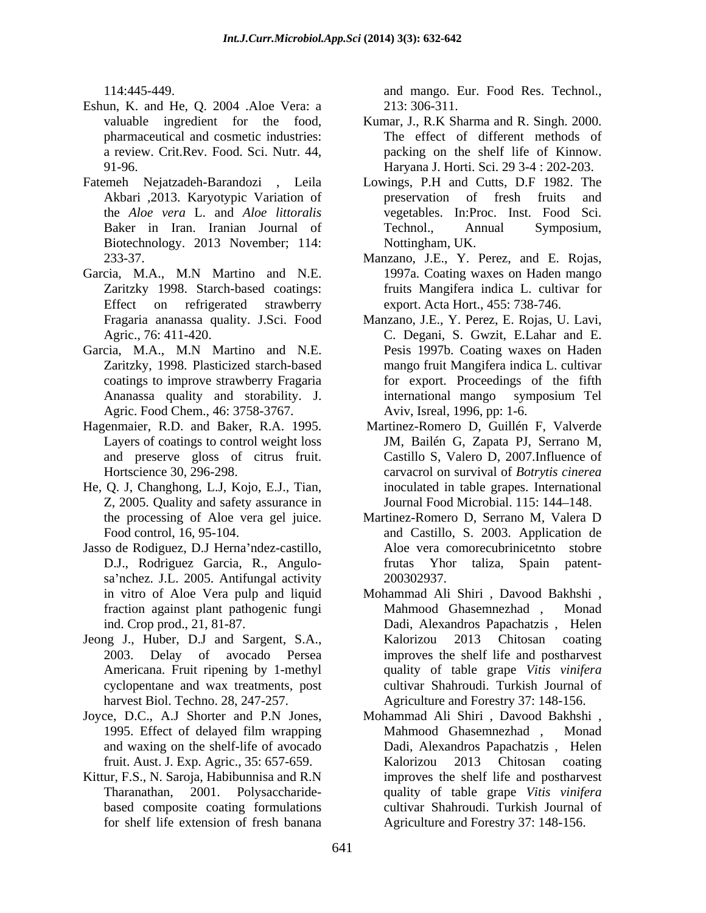114:445-449.

Eshun, K. and He, Q. 2004 .Aloe Vera: a valuable ingredient for the food, pharmaceutical and cosmetic industries: a review. Crit.Rev. Food. Sci. Nutr. 44, 91-96.

Fatemeh Nejatzadeh-Barandozi , Leila Akbari ,2013. Karyotypic Variation of the *Aloe vera* L. and *Aloe littoralis* Baker in Iran. Iranian Journal of Biotechnology. 2013 November; 114: 233-37.

Garcia, M.A., M.N Martino and N.E. Zaritzky 1998. Starch-based coatings: Effect on refrigerated strawberry Fragaria ananassa quality. J.Sci. Food Agric., 76: 411-420.

Garcia, M.A., M.N Martino and N.E. Zaritzky, 1998. Plasticized starch-based coatings to improve strawberry Fragaria Ananassa quality and storability. J. Agric. Food Chem., 46: 3758-3767.

Hagenmaier, R.D. and Baker, R.A. 1995. Layers of coatings to control weight loss and preserve gloss of citrus fruit. Hortscience 30, 296-298.

He, Q. J, Changhong, L.J, Kojo, E.J., Tian, Z, 2005. Quality and safety assurance in the processing of Aloe vera gel juice. Food control, 16, 95-104.

Jasso de Rodiguez, D.J Herna'ndez-castillo, D.J., Rodriguez Garcia, R., Angulo-sa'nchez. J.L. 2005. Antifungal activity in vitro of Aloe Vera pulp and liquid fraction against plant pathogenic fungi ind. Crop prod., 21, 81-87.

Jeong J., Huber, D.J and Sargent, S.A., 2003. Delay of avocado Persea Americana. Fruit ripening by 1-methyl cyclopentane and wax treatments, post harvest Biol. Techno. 28, 247-257.

Joyce, D.C., A.J Shorter and P.N Jones, 1995. Effect of delayed film wrapping and waxing on the shelf-life of avocado fruit. Aust. J. Exp. Agric., 35: 657-659.

Kittur, F.S., N. Saroja, Habibunnisa and R.N Tharanathan, 2001. Polysaccharide-based composite coating formulations for shelf life extension of fresh banana and mango. Eur. Food Res. Technol., 213: 306-311.

Kumar, J., R.K Sharma and R. Singh. 2000. The effect of different methods of packing on the shelf life of Kinnow. Haryana J. Horti. Sci. 29 3-4 : 202-203.

Lowings, P.H and Cutts, D.F 1982. The preservation of fresh fruits and vegetables. In:Proc. Inst. Food Sci. Technol., Annual Symposium, Nottingham, UK.

Manzano, J.E., Y. Perez, and E. Rojas, 1997a. Coating waxes on Haden mango fruits Mangifera indica L. cultivar for export. Acta Hort., 455: 738-746.

Manzano, J.E., Y. Perez, E. Rojas, U. Lavi, C. Degani, S. Gwzit, E.Lahar and E. Pesis 1997b. Coating waxes on Haden mango fruit Mangifera indica L. cultivar for export. Proceedings of the fifth international mango symposium Tel Aviv, Isreal, 1996, pp: 1-6.

Martinez-Romero D, Guillén F, Valverde JM, Bailén G, Zapata PJ, Serrano M, Castillo S, Valero D, 2007.Influence of carvacrol on survival of *Botrytis cinerea* inoculated in table grapes. International Journal Food Microbial. 115: 144–148.

Martinez-Romero D, Serrano M, Valera D and Castillo, S. 2003. Application de Aloe vera comorecubrinicetnto stobre frutas Yhor taliza, Spain patent-200302937.

Mohammad Ali Shiri , Davood Bakhshi , Mahmood Ghasemnezhad , Monad Dadi, Alexandros Papachatzis , Helen Kalorizou 2013 Chitosan coating improves the shelf life and postharvest quality of table grape *Vitis vinifera* cultivar Shahroudi. Turkish Journal of Agriculture and Forestry 37: 148-156.

Mohammad Ali Shiri , Davood Bakhshi , Mahmood Ghasemnezhad , Monad Dadi, Alexandros Papachatzis , Helen Kalorizou 2013 Chitosan coating improves the shelf life and postharvest quality of table grape *Vitis vinifera* cultivar Shahroudi. Turkish Journal of Agriculture and Forestry 37: 148-156.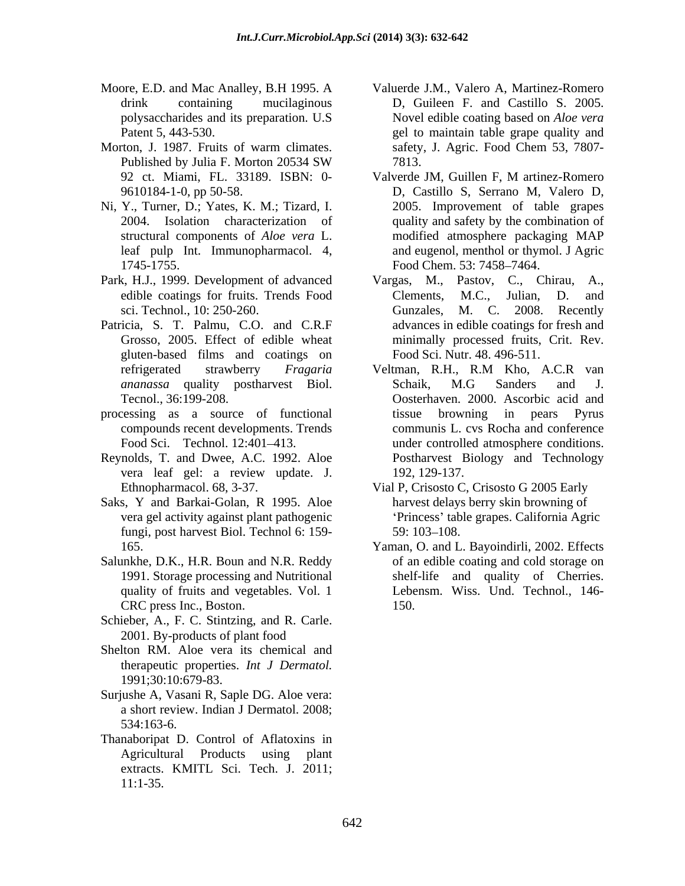Moore, E.D. and Mac Analley, B.H 1995. A drink containing mucilaginous polysaccharides and its preparation. U.S Patent 5, 443-530.

Morton, J. 1987. Fruits of warm climates. Published by Julia F. Morton 20534 SW 92 ct. Miami, FL. 33189. ISBN: 0-9610184-1-0, pp 50-58.

Ni, Y., Turner, D.; Yates, K. M.; Tizard, I. 2004. Isolation characterization of structural components of *Aloe vera* L. leaf pulp Int. Immunopharmacol. 4, 1745-1755.

Park, H.J., 1999. Development of advanced edible coatings for fruits. Trends Food sci. Technol., 10: 250-260.

Patricia, S. T. Palmu, C.O. and C.R.F Grosso, 2005. Effect of edible wheat gluten-based films and coatings on refrigerated strawberry *Fragaria ananassa* quality postharvest Biol. Tecnol., 36:199-208.

processing as a source of functional compounds recent developments. Trends Food Sci. Technol. 12:401–413.

Reynolds, T. and Dwee, A.C. 1992. Aloe vera leaf gel: a review update. J. Ethnopharmacol. 68, 3-37.

Saks, Y and Barkai-Golan, R 1995. Aloe vera gel activity against plant pathogenic fungi, post harvest Biol. Technol 6: 159-165.

Salunkhe, D.K., H.R. Boun and N.R. Reddy 1991. Storage processing and Nutritional quality of fruits and vegetables. Vol. 1 CRC press Inc., Boston.

Schieber, A., F. C. Stintzing, and R. Carle. 2001. By-products of plant food

Shelton RM. Aloe vera its chemical and therapeutic properties. *Int J Dermatol.* 1991;30:10:679-83.

Surjushe A, Vasani R, Saple DG. Aloe vera: a short review. Indian J Dermatol. 2008; 534:163-6.

Thanaboripat D. Control of Aflatoxins in Agricultural Products using plant extracts. KMITL Sci. Tech. J. 2011; 11:1-35.

Valuerde J.M., Valero A, Martinez-Romero D, Guileen F. and Castillo S. 2005. Novel edible coating based on *Aloe vera* gel to maintain table grape quality and safety, J. Agric. Food Chem 53, 7807-7813.

Valverde JM, Guillen F, M artinez-Romero D, Castillo S, Serrano M, Valero D, 2005. Improvement of table grapes quality and safety by the combination of modified atmosphere packaging MAP and eugenol, menthol or thymol. J Agric Food Chem. 53: 7458–7464.

Vargas, M., Pastov, C., Chirau, A., Clements, M.C., Julian, D. and Gunzales, M. C. 2008. Recently advances in edible coatings for fresh and minimally processed fruits, Crit. Rev. Food Sci. Nutr. 48. 496-511.

Veltman, R.H., R.M Kho, A.C.R van Schaik, M.G Sanders and J. Oosterhaven. 2000. Ascorbic acid and tissue browning in pears Pyrus communis L. cvs Rocha and conference under controlled atmosphere conditions. Postharvest Biology and Technology 192, 129-137.

Vial P, Crisosto C, Crisosto G 2005 Early harvest delays berry skin browning of 'Princess' table grapes. California Agric 59: 103–108.

Yaman, O. and L. Bayoindirli, 2002. Effects of an edible coating and cold storage on shelf-life and quality of Cherries. Lebensm. Wiss. Und. Technol., 146-150.